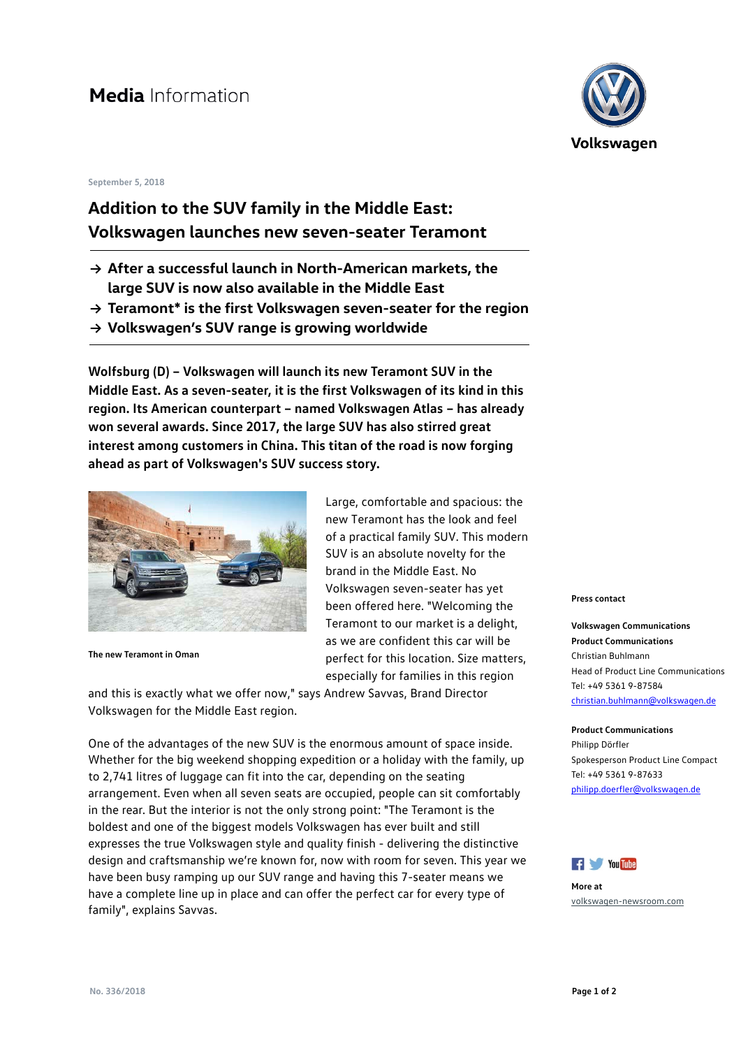# Media Information

Volkswagen

September 5, 2018

## Addition to the SUV family in the Middle East: Volkswagen launches new seven-seater Teramont

- → After a successful launch in North-American markets, the large SUV is now also available in the Middle East
- → Teramont* is the first Volkswagen seven-seater for the region
- → Volkswagen's SUV range is growing worldwide

**Wolfsburg (D) – Volkswagen will launch its new Teramont SUV in the Middle East. As a seven-seater, it is the first Volkswagen of its kind in this region. Its American counterpart – named Volkswagen Atlas – has already won several awards. Since 2017, the large SUV has also stirred great interest among customers in China. This titan of the road is now forging ahead as part of Volkswagen's SUV success story.**

**The new Teramont in Oman**

Large, comfortable and spacious: the new Teramont has the look and feel of a practical family SUV. This modern SUV is an absolute novelty for the brand in the Middle East. No Volkswagen seven-seater has yet been offered here. "Welcoming the Teramont to our market is a delight, as we are confident this car will be perfect for this location. Size matters, especially for families in this region and this is exactly what we offer now," says Andrew Savvas, Brand Director Volkswagen for the Middle East region.

One of the advantages of the new SUV is the enormous amount of space inside. Whether for the big weekend shopping expedition or a holiday with the family, up to 2,741 litres of luggage can fit into the car, depending on the seating arrangement. Even when all seven seats are occupied, people can sit comfortably in the rear. But the interior is not the only strong point: "The Teramont is the boldest and one of the biggest models Volkswagen has ever built and still expresses the true Volkswagen style and quality finish - delivering the distinctive design and craftsmanship we're known for, now with room for seven. This year we have been busy ramping up our SUV range and having this 7-seater means we have a complete line up in place and can offer the perfect car for every type of family", explains Savvas.

**Press contact**

**Volkswagen Communications**
**Product Communications**
Christian Buhlmann
Head of Product Line Communications
Tel: +49 5361 9-87584
christian.buhlmann@volkswagen.de

**Product Communications**
Philipp Dörfler
Spokesperson Product Line Compact
Tel: +49 5361 9-87633
philipp.doerfler@volkswagen.de

**More at**
volkswagen-newsroom.com

No. 336/2018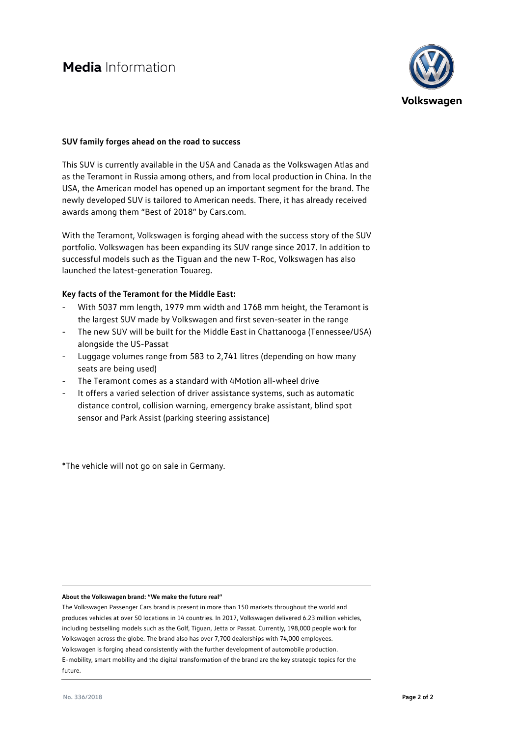**SUV family forges ahead on the road to success**

This SUV is currently available in the USA and Canada as the Volkswagen Atlas and as the Teramont in Russia among others, and from local production in China. In the USA, the American model has opened up an important segment for the brand. The newly developed SUV is tailored to American needs. There, it has already received awards among them "Best of 2018" by Cars.com.

With the Teramont, Volkswagen is forging ahead with the success story of the SUV portfolio. Volkswagen has been expanding its SUV range since 2017. In addition to successful models such as the Tiguan and the new T-Roc, Volkswagen has also launched the latest-generation Touareg.

**Key facts of the Teramont for the Middle East:**

- With 5037 mm length, 1979 mm width and 1768 mm height, the Teramont is the largest SUV made by Volkswagen and first seven-seater in the range
- The new SUV will be built for the Middle East in Chattanooga (Tennessee/USA) alongside the US-Passat
- Luggage volumes range from 583 to 2,741 litres (depending on how many seats are being used)
- The Teramont comes as a standard with 4Motion all-wheel drive
- It offers a varied selection of driver assistance systems, such as automatic distance control, collision warning, emergency brake assistant, blind spot sensor and Park Assist (parking steering assistance)

*The vehicle will not go on sale in Germany.

---

**About the Volkswagen brand: "We make the future real"**

The Volkswagen Passenger Cars brand is present in more than 150 markets throughout the world and produces vehicles at over 50 locations in 14 countries. In 2017, Volkswagen delivered 6.23 million vehicles, including bestselling models such as the Golf, Tiguan, Jetta or Passat. Currently, 198,000 people work for Volkswagen across the globe. The brand also has over 7,700 dealerships with 74,000 employees. Volkswagen is forging ahead consistently with the further development of automobile production. E-mobility, smart mobility and the digital transformation of the brand are the key strategic topics for the future.

No. 336/2018